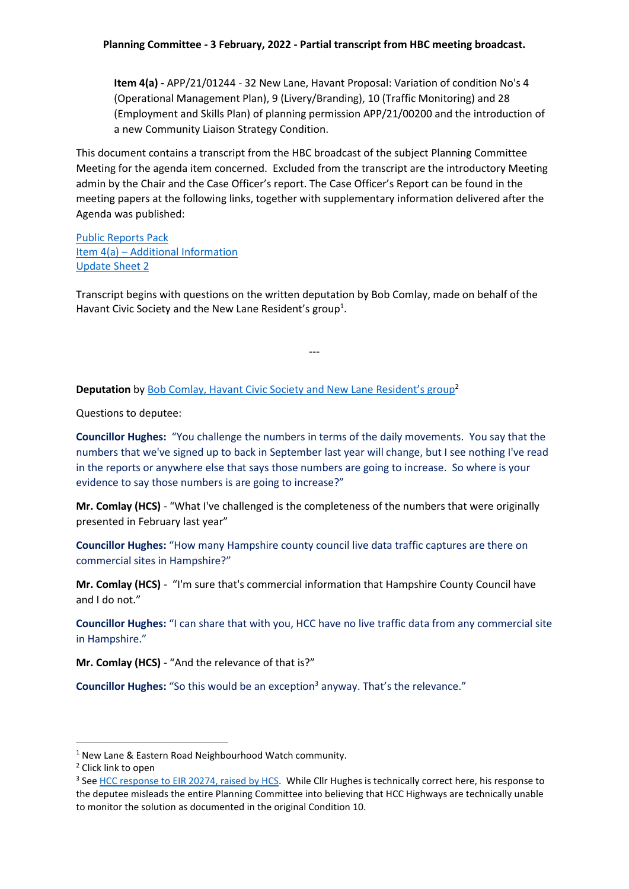**Planning Committee - 3 February, 2022 - Partial transcript from HBC meeting broadcast.**

> **Item 4(a) -** APP/21/01244 - 32 New Lane, Havant Proposal: Variation of condition No's 4 (Operational Management Plan), 9 (Livery/Branding), 10 (Traffic Monitoring) and 28 (Employment and Skills Plan) of planning permission APP/21/00200 and the introduction of a new Community Liaison Strategy Condition.

This document contains a transcript from the HBC broadcast of the subject Planning Committee Meeting for the agenda item concerned. Excluded from the transcript are the introductory Meeting admin by the Chair and the Case Officer's report. The Case Officer's Report can be found in the meeting papers at the following links, together with supplementary information delivered after the Agenda was published:

Public Reports Pack
Item 4(a) – Additional Information
Update Sheet 2

Transcript begins with questions on the written deputation by Bob Comlay, made on behalf of the Havant Civic Society and the New Lane Resident's group[1].

---

**Deputation** by Bob Comlay, Havant Civic Society and New Lane Resident's group[2]

Questions to deputee:

**Councillor Hughes:** "You challenge the numbers in terms of the daily movements. You say that the numbers that we've signed up to back in September last year will change, but I see nothing I've read in the reports or anywhere else that says those numbers are going to increase. So where is your evidence to say those numbers is are going to increase?"

**Mr. Comlay (HCS)** - "What I've challenged is the completeness of the numbers that were originally presented in February last year"

**Councillor Hughes:** "How many Hampshire county council live data traffic captures are there on commercial sites in Hampshire?"

**Mr. Comlay (HCS)** - "I'm sure that's commercial information that Hampshire County Council have and I do not."

**Councillor Hughes:** "I can share that with you, HCC have no live traffic data from any commercial site in Hampshire."

**Mr. Comlay (HCS)** - "And the relevance of that is?"

**Councillor Hughes:** "So this would be an exception[3] anyway. That's the relevance."

---

[1] New Lane & Eastern Road Neighbourhood Watch community.

[2] Click link to open

[3] See HCC response to EIR 20274, raised by HCS. While Cllr Hughes is technically correct here, his response to the deputee misleads the entire Planning Committee into believing that HCC Highways are technically unable to monitor the solution as documented in the original Condition 10.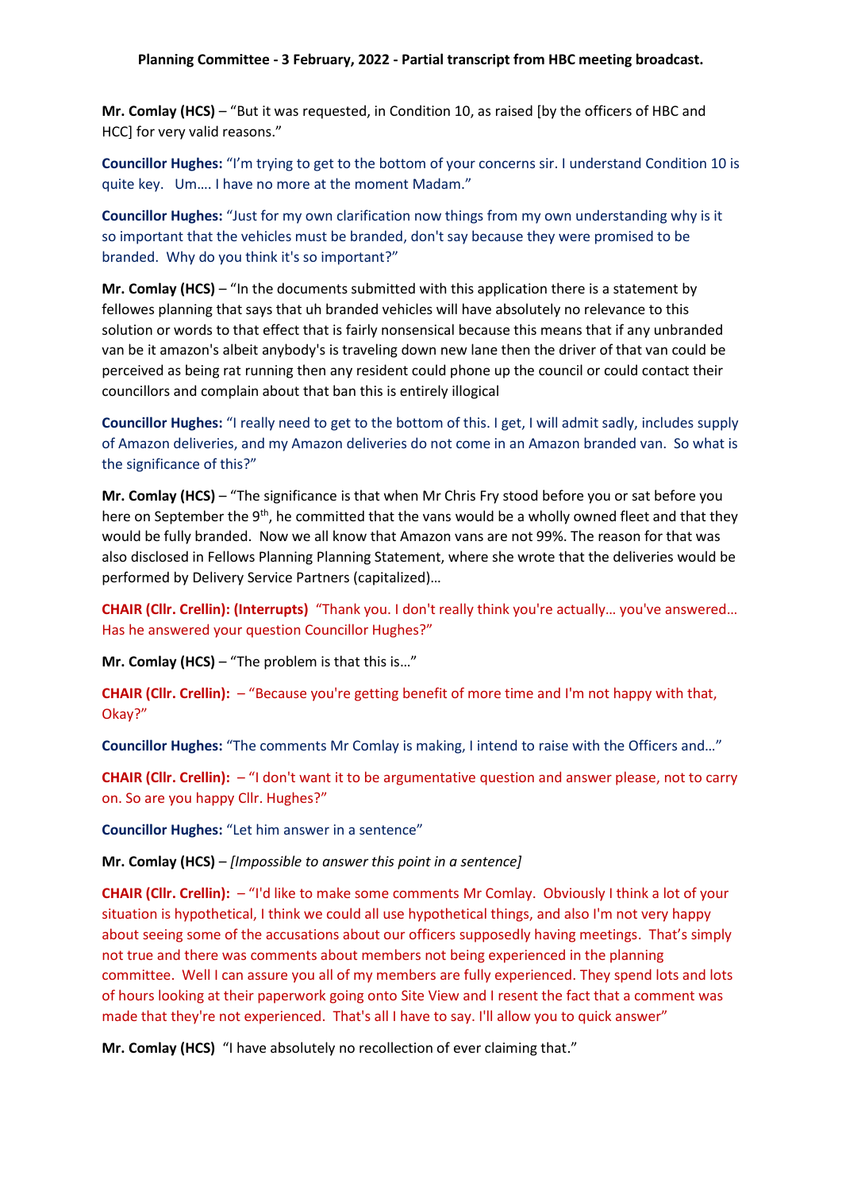**Planning Committee - 3 February, 2022 - Partial transcript from HBC meeting broadcast.**

**Mr. Comlay (HCS)** – "But it was requested, in Condition 10, as raised [by the officers of HBC and HCC] for very valid reasons."

**Councillor Hughes:** "I'm trying to get to the bottom of your concerns sir. I understand Condition 10 is quite key. Um…. I have no more at the moment Madam."

**Councillor Hughes:** "Just for my own clarification now things from my own understanding why is it so important that the vehicles must be branded, don't say because they were promised to be branded. Why do you think it's so important?"

**Mr. Comlay (HCS)** – "In the documents submitted with this application there is a statement by fellowes planning that says that uh branded vehicles will have absolutely no relevance to this solution or words to that effect that is fairly nonsensical because this means that if any unbranded van be it amazon's albeit anybody's is traveling down new lane then the driver of that van could be perceived as being rat running then any resident could phone up the council or could contact their councillors and complain about that ban this is entirely illogical

**Councillor Hughes:** "I really need to get to the bottom of this. I get, I will admit sadly, includes supply of Amazon deliveries, and my Amazon deliveries do not come in an Amazon branded van. So what is the significance of this?"

**Mr. Comlay (HCS)** – "The significance is that when Mr Chris Fry stood before you or sat before you here on September the 9th, he committed that the vans would be a wholly owned fleet and that they would be fully branded. Now we all know that Amazon vans are not 99%. The reason for that was also disclosed in Fellows Planning Planning Statement, where she wrote that the deliveries would be performed by Delivery Service Partners (capitalized)…

**CHAIR (Cllr. Crellin): (Interrupts)** "Thank you. I don't really think you're actually… you've answered… Has he answered your question Councillor Hughes?"

**Mr. Comlay (HCS)** – "The problem is that this is…"

**CHAIR (Cllr. Crellin):** – "Because you're getting benefit of more time and I'm not happy with that, Okay?"

**Councillor Hughes:** "The comments Mr Comlay is making, I intend to raise with the Officers and…"

**CHAIR (Cllr. Crellin):** – "I don't want it to be argumentative question and answer please, not to carry on. So are you happy Cllr. Hughes?"

**Councillor Hughes:** "Let him answer in a sentence"

**Mr. Comlay (HCS)** – *[Impossible to answer this point in a sentence]*

**CHAIR (Cllr. Crellin):** – "I'd like to make some comments Mr Comlay. Obviously I think a lot of your situation is hypothetical, I think we could all use hypothetical things, and also I'm not very happy about seeing some of the accusations about our officers supposedly having meetings. That's simply not true and there was comments about members not being experienced in the planning committee. Well I can assure you all of my members are fully experienced. They spend lots and lots of hours looking at their paperwork going onto Site View and I resent the fact that a comment was made that they're not experienced. That's all I have to say. I'll allow you to quick answer"

**Mr. Comlay (HCS)** "I have absolutely no recollection of ever claiming that."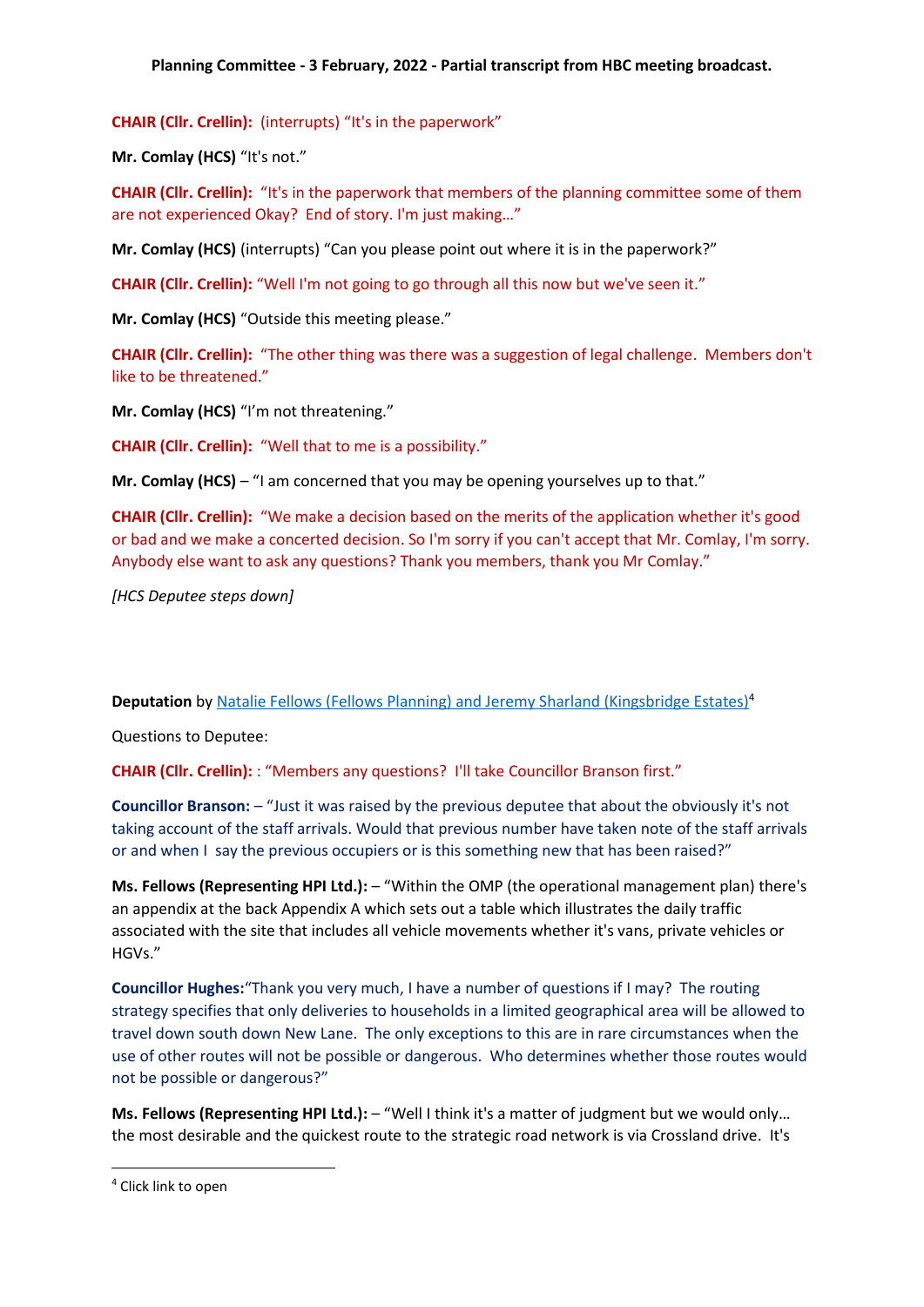**Planning Committee - 3 February, 2022 - Partial transcript from HBC meeting broadcast.**

**CHAIR (Cllr. Crellin):** (interrupts) "It's in the paperwork"

**Mr. Comlay (HCS)** "It's not."

**CHAIR (Cllr. Crellin):** "It's in the paperwork that members of the planning committee some of them are not experienced Okay? End of story. I'm just making…"

**Mr. Comlay (HCS)** (interrupts) "Can you please point out where it is in the paperwork?"

**CHAIR (Cllr. Crellin):** "Well I'm not going to go through all this now but we've seen it."

**Mr. Comlay (HCS)** "Outside this meeting please."

**CHAIR (Cllr. Crellin):** "The other thing was there was a suggestion of legal challenge. Members don't like to be threatened."

**Mr. Comlay (HCS)** "I'm not threatening."

**CHAIR (Cllr. Crellin):** "Well that to me is a possibility."

**Mr. Comlay (HCS)** – "I am concerned that you may be opening yourselves up to that."

**CHAIR (Cllr. Crellin):** "We make a decision based on the merits of the application whether it's good or bad and we make a concerted decision. So I'm sorry if you can't accept that Mr. Comlay, I'm sorry. Anybody else want to ask any questions? Thank you members, thank you Mr Comlay."

*[HCS Deputee steps down]*

**Deputation** by Natalie Fellows (Fellows Planning) and Jeremy Sharland (Kingsbridge Estates)[4]

Questions to Deputee:

**CHAIR (Cllr. Crellin):** : "Members any questions? I'll take Councillor Branson first."

**Councillor Branson:** – "Just it was raised by the previous deputee that about the obviously it's not taking account of the staff arrivals. Would that previous number have taken note of the staff arrivals or and when I say the previous occupiers or is this something new that has been raised?"

**Ms. Fellows (Representing HPI Ltd.):** – "Within the OMP (the operational management plan) there's an appendix at the back Appendix A which sets out a table which illustrates the daily traffic associated with the site that includes all vehicle movements whether it's vans, private vehicles or HGVs."

**Councillor Hughes:** "Thank you very much, I have a number of questions if I may? The routing strategy specifies that only deliveries to households in a limited geographical area will be allowed to travel down south down New Lane. The only exceptions to this are in rare circumstances when the use of other routes will not be possible or dangerous. Who determines whether those routes would not be possible or dangerous?"

**Ms. Fellows (Representing HPI Ltd.):** – "Well I think it's a matter of judgment but we would only… the most desirable and the quickest route to the strategic road network is via Crossland drive. It's

[4] Click link to open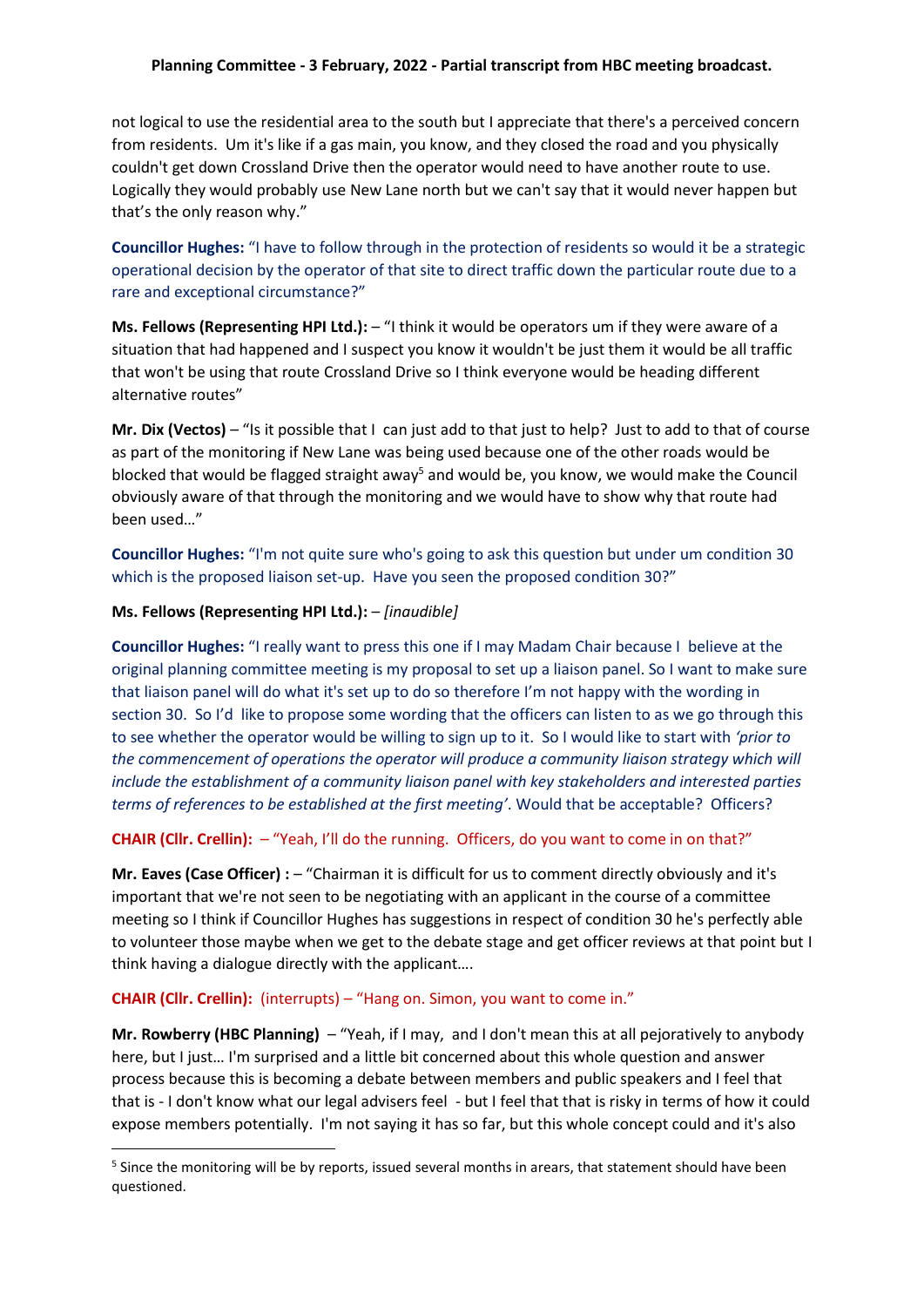not logical to use the residential area to the south but I appreciate that there's a perceived concern from residents. Um it's like if a gas main, you know, and they closed the road and you physically couldn't get down Crossland Drive then the operator would need to have another route to use. Logically they would probably use New Lane north but we can't say that it would never happen but that's the only reason why."

**Councillor Hughes:** "I have to follow through in the protection of residents so would it be a strategic operational decision by the operator of that site to direct traffic down the particular route due to a rare and exceptional circumstance?"

**Ms. Fellows (Representing HPI Ltd.):** – "I think it would be operators um if they were aware of a situation that had happened and I suspect you know it wouldn't be just them it would be all traffic that won't be using that route Crossland Drive so I think everyone would be heading different alternative routes"

**Mr. Dix (Vectos)** – "Is it possible that I can just add to that just to help? Just to add to that of course as part of the monitoring if New Lane was being used because one of the other roads would be blocked that would be flagged straight away[5] and would be, you know, we would make the Council obviously aware of that through the monitoring and we would have to show why that route had been used…"

**Councillor Hughes:** "I'm not quite sure who's going to ask this question but under um condition 30 which is the proposed liaison set-up. Have you seen the proposed condition 30?"

**Ms. Fellows (Representing HPI Ltd.):** – *[inaudible]*

**Councillor Hughes:** "I really want to press this one if I may Madam Chair because I believe at the original planning committee meeting is my proposal to set up a liaison panel. So I want to make sure that liaison panel will do what it's set up to do so therefore I'm not happy with the wording in section 30. So I'd like to propose some wording that the officers can listen to as we go through this to see whether the operator would be willing to sign up to it. So I would like to start with *'prior to the commencement of operations the operator will produce a community liaison strategy which will include the establishment of a community liaison panel with key stakeholders and interested parties terms of references to be established at the first meeting'*. Would that be acceptable? Officers?

**CHAIR (Cllr. Crellin):** – "Yeah, I'll do the running. Officers, do you want to come in on that?"

**Mr. Eaves (Case Officer) :** – "Chairman it is difficult for us to comment directly obviously and it's important that we're not seen to be negotiating with an applicant in the course of a committee meeting so I think if Councillor Hughes has suggestions in respect of condition 30 he's perfectly able to volunteer those maybe when we get to the debate stage and get officer reviews at that point but I think having a dialogue directly with the applicant….

**CHAIR (Cllr. Crellin):** (interrupts) – "Hang on. Simon, you want to come in."

**Mr. Rowberry (HBC Planning)** – "Yeah, if I may, and I don't mean this at all pejoratively to anybody here, but I just… I'm surprised and a little bit concerned about this whole question and answer process because this is becoming a debate between members and public speakers and I feel that that is - I don't know what our legal advisers feel - but I feel that that is risky in terms of how it could expose members potentially. I'm not saying it has so far, but this whole concept could and it's also

---

[5] Since the monitoring will be by reports, issued several months in arears, that statement should have been questioned.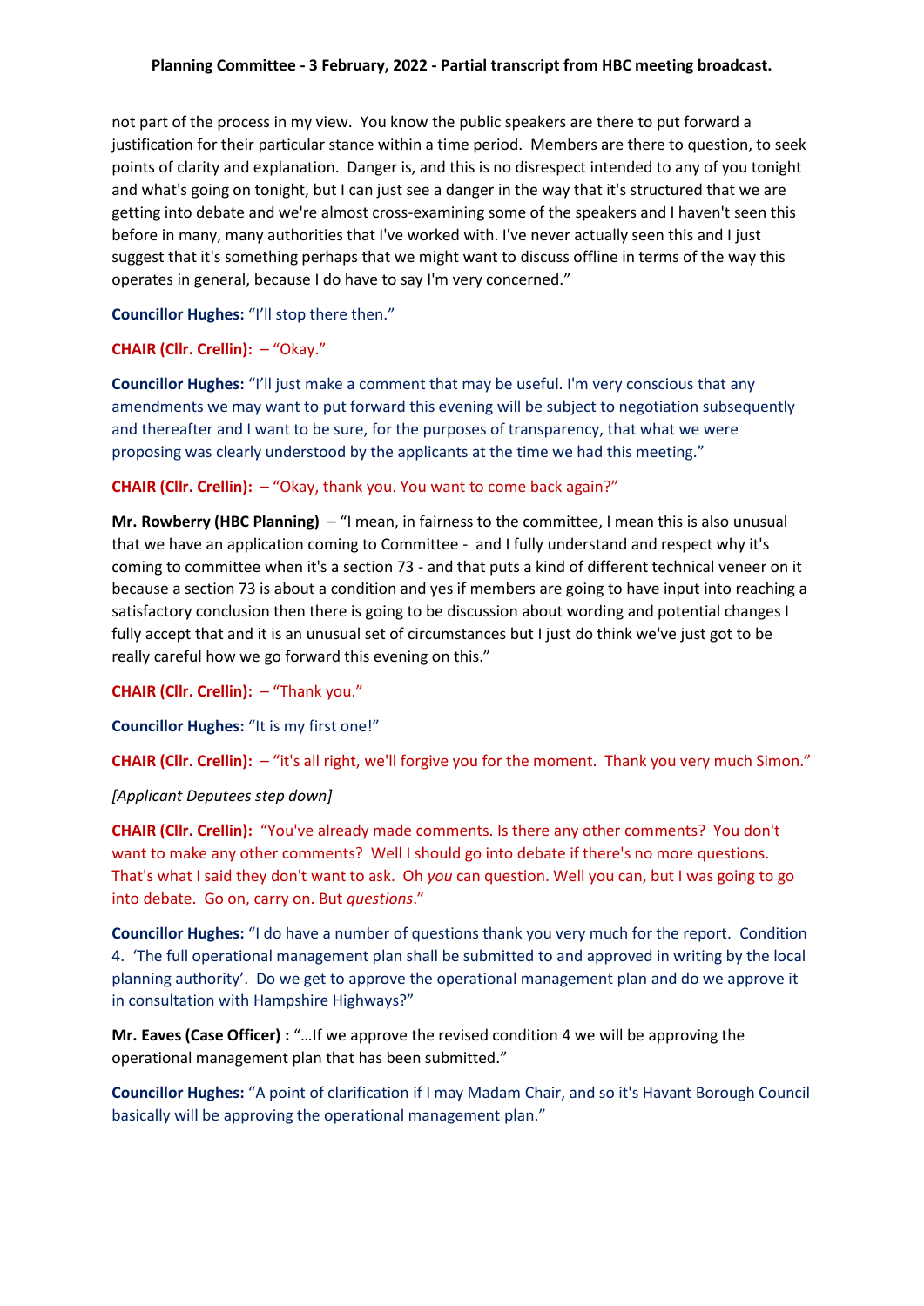not part of the process in my view. You know the public speakers are there to put forward a justification for their particular stance within a time period. Members are there to question, to seek points of clarity and explanation. Danger is, and this is no disrespect intended to any of you tonight and what's going on tonight, but I can just see a danger in the way that it's structured that we are getting into debate and we're almost cross-examining some of the speakers and I haven't seen this before in many, many authorities that I've worked with. I've never actually seen this and I just suggest that it's something perhaps that we might want to discuss offline in terms of the way this operates in general, because I do have to say I'm very concerned."

**Councillor Hughes:** "I'll stop there then."

**CHAIR (Cllr. Crellin):** – "Okay."

**Councillor Hughes:** "I'll just make a comment that may be useful. I'm very conscious that any amendments we may want to put forward this evening will be subject to negotiation subsequently and thereafter and I want to be sure, for the purposes of transparency, that what we were proposing was clearly understood by the applicants at the time we had this meeting."

**CHAIR (Cllr. Crellin):** – "Okay, thank you. You want to come back again?"

**Mr. Rowberry (HBC Planning)** – "I mean, in fairness to the committee, I mean this is also unusual that we have an application coming to Committee - and I fully understand and respect why it's coming to committee when it's a section 73 - and that puts a kind of different technical veneer on it because a section 73 is about a condition and yes if members are going to have input into reaching a satisfactory conclusion then there is going to be discussion about wording and potential changes I fully accept that and it is an unusual set of circumstances but I just do think we've just got to be really careful how we go forward this evening on this."

**CHAIR (Cllr. Crellin):** – "Thank you."

**Councillor Hughes:** "It is my first one!"

**CHAIR (Cllr. Crellin):** – "it's all right, we'll forgive you for the moment. Thank you very much Simon."

*[Applicant Deputees step down]*

**CHAIR (Cllr. Crellin):** "You've already made comments. Is there any other comments? You don't want to make any other comments? Well I should go into debate if there's no more questions. That's what I said they don't want to ask. Oh *you* can question. Well you can, but I was going to go into debate. Go on, carry on. But *questions*."

**Councillor Hughes:** "I do have a number of questions thank you very much for the report. Condition 4. 'The full operational management plan shall be submitted to and approved in writing by the local planning authority'. Do we get to approve the operational management plan and do we approve it in consultation with Hampshire Highways?"

**Mr. Eaves (Case Officer) :** "…If we approve the revised condition 4 we will be approving the operational management plan that has been submitted."

**Councillor Hughes:** "A point of clarification if I may Madam Chair, and so it's Havant Borough Council basically will be approving the operational management plan."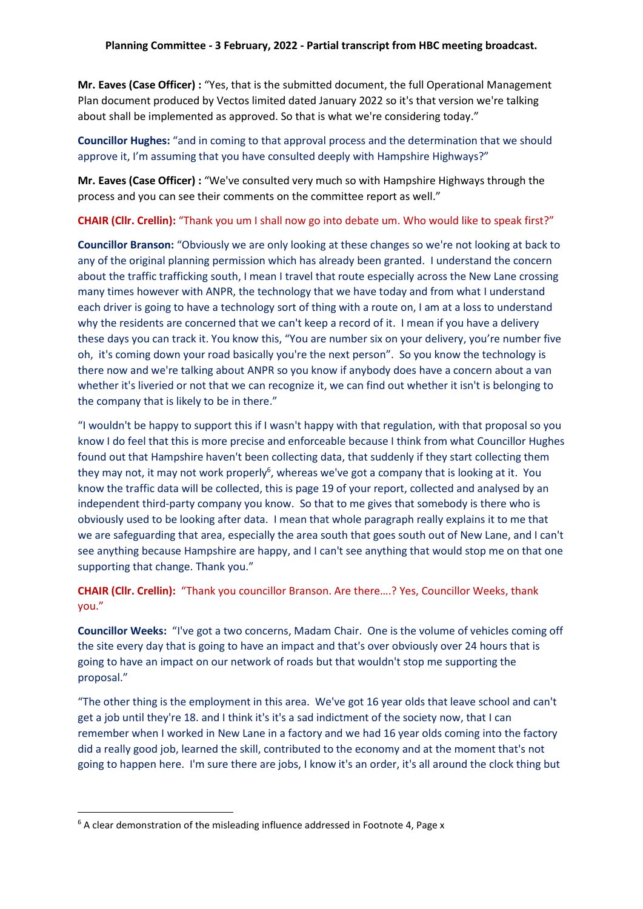**Planning Committee - 3 February, 2022 - Partial transcript from HBC meeting broadcast.**

**Mr. Eaves (Case Officer) :** "Yes, that is the submitted document, the full Operational Management Plan document produced by Vectos limited dated January 2022 so it's that version we're talking about shall be implemented as approved. So that is what we're considering today."

**Councillor Hughes:** "and in coming to that approval process and the determination that we should approve it, I'm assuming that you have consulted deeply with Hampshire Highways?"

**Mr. Eaves (Case Officer) :** "We've consulted very much so with Hampshire Highways through the process and you can see their comments on the committee report as well."

**CHAIR (Cllr. Crellin):** "Thank you um I shall now go into debate um. Who would like to speak first?"

**Councillor Branson:** "Obviously we are only looking at these changes so we're not looking at back to any of the original planning permission which has already been granted. I understand the concern about the traffic trafficking south, I mean I travel that route especially across the New Lane crossing many times however with ANPR, the technology that we have today and from what I understand each driver is going to have a technology sort of thing with a route on, I am at a loss to understand why the residents are concerned that we can't keep a record of it. I mean if you have a delivery these days you can track it. You know this, "You are number six on your delivery, you're number five oh, it's coming down your road basically you're the next person". So you know the technology is there now and we're talking about ANPR so you know if anybody does have a concern about a van whether it's liveried or not that we can recognize it, we can find out whether it isn't is belonging to the company that is likely to be in there."

"I wouldn't be happy to support this if I wasn't happy with that regulation, with that proposal so you know I do feel that this is more precise and enforceable because I think from what Councillor Hughes found out that Hampshire haven't been collecting data, that suddenly if they start collecting them they may not, it may not work properly[6], whereas we've got a company that is looking at it. You know the traffic data will be collected, this is page 19 of your report, collected and analysed by an independent third-party company you know. So that to me gives that somebody is there who is obviously used to be looking after data. I mean that whole paragraph really explains it to me that we are safeguarding that area, especially the area south that goes south out of New Lane, and I can't see anything because Hampshire are happy, and I can't see anything that would stop me on that one supporting that change. Thank you."

**CHAIR (Cllr. Crellin):** "Thank you councillor Branson. Are there….? Yes, Councillor Weeks, thank you."

**Councillor Weeks:** "I've got a two concerns, Madam Chair. One is the volume of vehicles coming off the site every day that is going to have an impact and that's over obviously over 24 hours that is going to have an impact on our network of roads but that wouldn't stop me supporting the proposal."

"The other thing is the employment in this area. We've got 16 year olds that leave school and can't get a job until they're 18. and I think it's it's a sad indictment of the society now, that I can remember when I worked in New Lane in a factory and we had 16 year olds coming into the factory did a really good job, learned the skill, contributed to the economy and at the moment that's not going to happen here. I'm sure there are jobs, I know it's an order, it's all around the clock thing but

---

[6] A clear demonstration of the misleading influence addressed in Footnote 4, Page x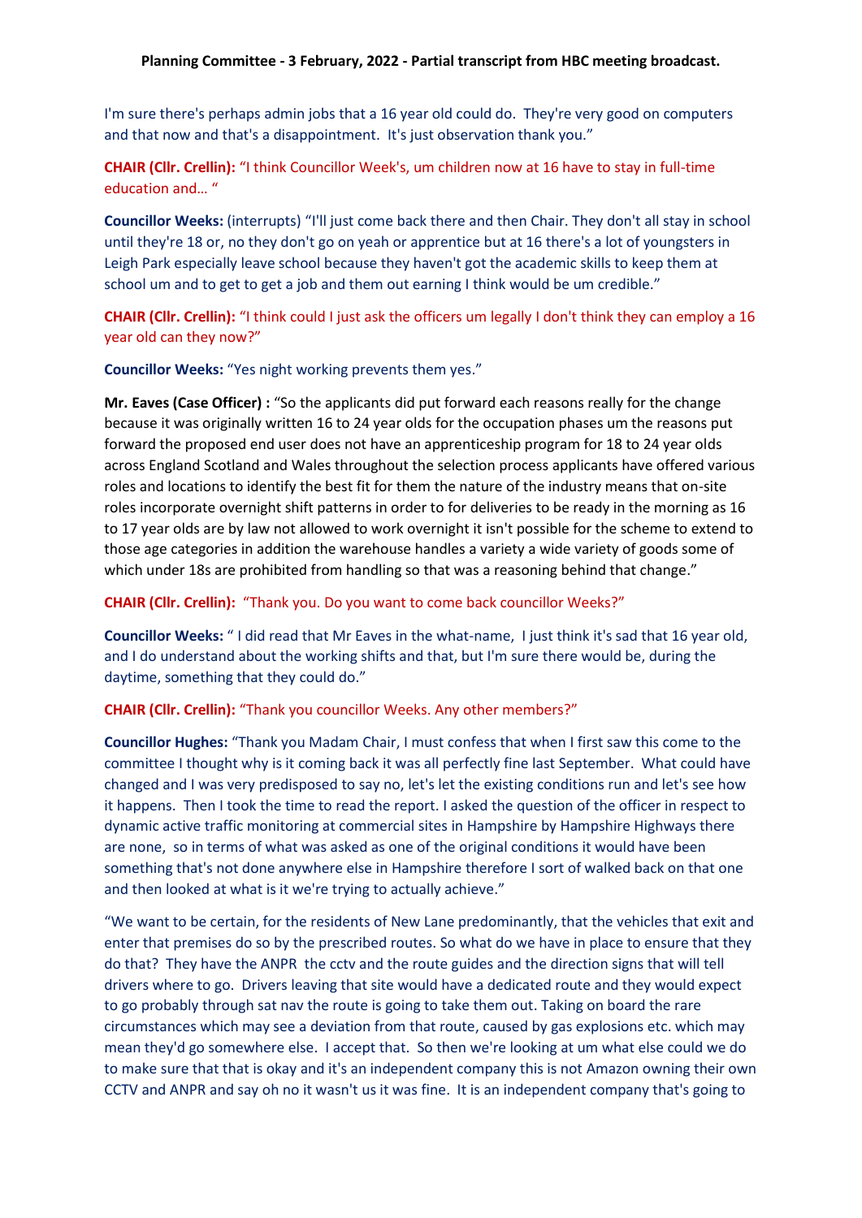I'm sure there's perhaps admin jobs that a 16 year old could do. They're very good on computers and that now and that's a disappointment. It's just observation thank you."

**CHAIR (Cllr. Crellin):** "I think Councillor Week's, um children now at 16 have to stay in full-time education and… "

**Councillor Weeks:** (interrupts) "I'll just come back there and then Chair. They don't all stay in school until they're 18 or, no they don't go on yeah or apprentice but at 16 there's a lot of youngsters in Leigh Park especially leave school because they haven't got the academic skills to keep them at school um and to get to get a job and them out earning I think would be um credible."

**CHAIR (Cllr. Crellin):** "I think could I just ask the officers um legally I don't think they can employ a 16 year old can they now?"

**Councillor Weeks:** "Yes night working prevents them yes."

**Mr. Eaves (Case Officer) :** "So the applicants did put forward each reasons really for the change because it was originally written 16 to 24 year olds for the occupation phases um the reasons put forward the proposed end user does not have an apprenticeship program for 18 to 24 year olds across England Scotland and Wales throughout the selection process applicants have offered various roles and locations to identify the best fit for them the nature of the industry means that on-site roles incorporate overnight shift patterns in order to for deliveries to be ready in the morning as 16 to 17 year olds are by law not allowed to work overnight it isn't possible for the scheme to extend to those age categories in addition the warehouse handles a variety a wide variety of goods some of which under 18s are prohibited from handling so that was a reasoning behind that change."

**CHAIR (Cllr. Crellin):** "Thank you. Do you want to come back councillor Weeks?"

**Councillor Weeks:** " I did read that Mr Eaves in the what-name, I just think it's sad that 16 year old, and I do understand about the working shifts and that, but I'm sure there would be, during the daytime, something that they could do."

**CHAIR (Cllr. Crellin):** "Thank you councillor Weeks. Any other members?"

**Councillor Hughes:** "Thank you Madam Chair, I must confess that when I first saw this come to the committee I thought why is it coming back it was all perfectly fine last September. What could have changed and I was very predisposed to say no, let's let the existing conditions run and let's see how it happens. Then I took the time to read the report. I asked the question of the officer in respect to dynamic active traffic monitoring at commercial sites in Hampshire by Hampshire Highways there are none, so in terms of what was asked as one of the original conditions it would have been something that's not done anywhere else in Hampshire therefore I sort of walked back on that one and then looked at what is it we're trying to actually achieve."

"We want to be certain, for the residents of New Lane predominantly, that the vehicles that exit and enter that premises do so by the prescribed routes. So what do we have in place to ensure that they do that? They have the ANPR the cctv and the route guides and the direction signs that will tell drivers where to go. Drivers leaving that site would have a dedicated route and they would expect to go probably through sat nav the route is going to take them out. Taking on board the rare circumstances which may see a deviation from that route, caused by gas explosions etc. which may mean they'd go somewhere else. I accept that. So then we're looking at um what else could we do to make sure that that is okay and it's an independent company this is not Amazon owning their own CCTV and ANPR and say oh no it wasn't us it was fine. It is an independent company that's going to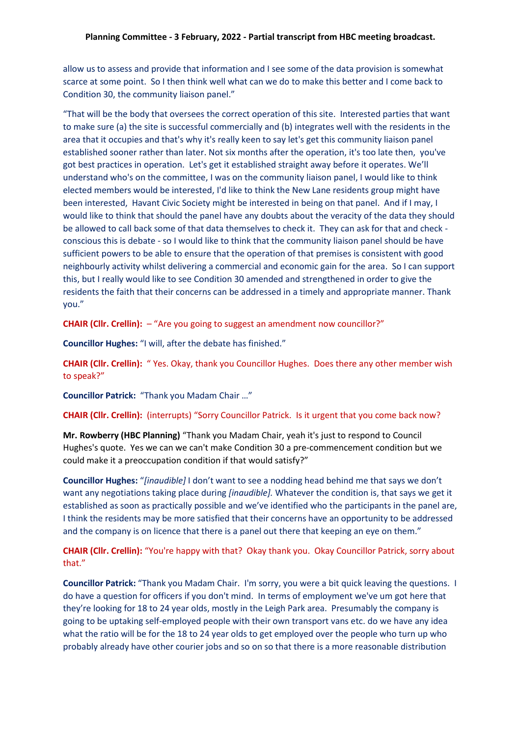allow us to assess and provide that information and I see some of the data provision is somewhat scarce at some point. So I then think well what can we do to make this better and I come back to Condition 30, the community liaison panel."

"That will be the body that oversees the correct operation of this site. Interested parties that want to make sure (a) the site is successful commercially and (b) integrates well with the residents in the area that it occupies and that's why it's really keen to say let's get this community liaison panel established sooner rather than later. Not six months after the operation, it's too late then, you've got best practices in operation. Let's get it established straight away before it operates. We'll understand who's on the committee, I was on the community liaison panel, I would like to think elected members would be interested, I'd like to think the New Lane residents group might have been interested, Havant Civic Society might be interested in being on that panel. And if I may, I would like to think that should the panel have any doubts about the veracity of the data they should be allowed to call back some of that data themselves to check it. They can ask for that and check - conscious this is debate - so I would like to think that the community liaison panel should be have sufficient powers to be able to ensure that the operation of that premises is consistent with good neighbourly activity whilst delivering a commercial and economic gain for the area. So I can support this, but I really would like to see Condition 30 amended and strengthened in order to give the residents the faith that their concerns can be addressed in a timely and appropriate manner. Thank you."

**CHAIR (Cllr. Crellin):** – "Are you going to suggest an amendment now councillor?"

**Councillor Hughes:** "I will, after the debate has finished."

**CHAIR (Cllr. Crellin):** " Yes. Okay, thank you Councillor Hughes. Does there any other member wish to speak?"

**Councillor Patrick:** "Thank you Madam Chair …"

**CHAIR (Cllr. Crellin):** (interrupts) "Sorry Councillor Patrick. Is it urgent that you come back now?

**Mr. Rowberry (HBC Planning)** "Thank you Madam Chair, yeah it's just to respond to Council Hughes's quote. Yes we can we can't make Condition 30 a pre-commencement condition but we could make it a preoccupation condition if that would satisfy?"

**Councillor Hughes:** "*[inaudible]* I don't want to see a nodding head behind me that says we don't want any negotiations taking place during *[inaudible].* Whatever the condition is, that says we get it established as soon as practically possible and we've identified who the participants in the panel are, I think the residents may be more satisfied that their concerns have an opportunity to be addressed and the company is on licence that there is a panel out there that keeping an eye on them."

**CHAIR (Cllr. Crellin):** "You're happy with that? Okay thank you. Okay Councillor Patrick, sorry about that."

**Councillor Patrick:** "Thank you Madam Chair. I'm sorry, you were a bit quick leaving the questions. I do have a question for officers if you don't mind. In terms of employment we've um got here that they're looking for 18 to 24 year olds, mostly in the Leigh Park area. Presumably the company is going to be uptaking self-employed people with their own transport vans etc. do we have any idea what the ratio will be for the 18 to 24 year olds to get employed over the people who turn up who probably already have other courier jobs and so on so that there is a more reasonable distribution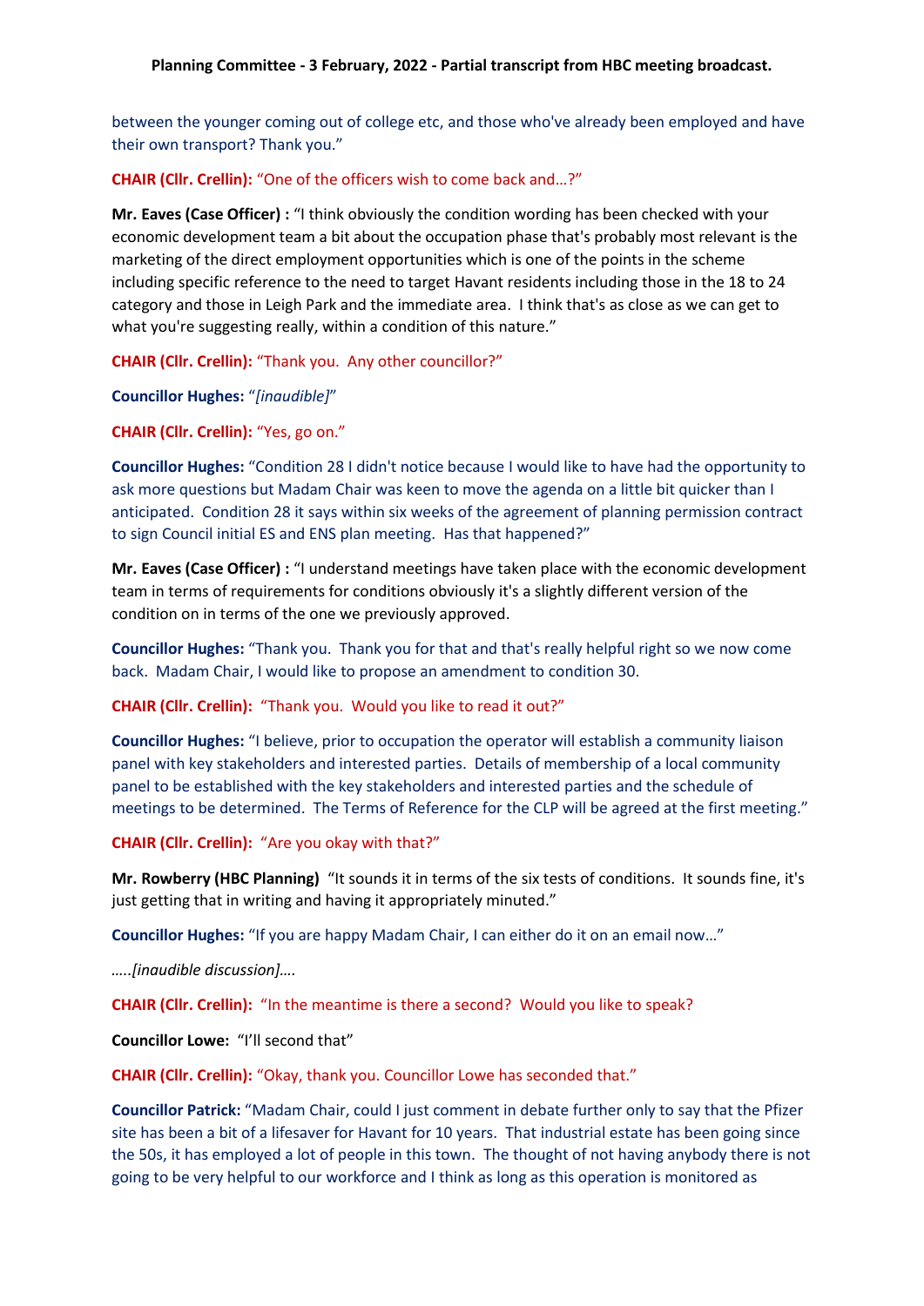between the younger coming out of college etc, and those who've already been employed and have their own transport? Thank you."

**CHAIR (Cllr. Crellin):** "One of the officers wish to come back and…?"

**Mr. Eaves (Case Officer) :** "I think obviously the condition wording has been checked with your economic development team a bit about the occupation phase that's probably most relevant is the marketing of the direct employment opportunities which is one of the points in the scheme including specific reference to the need to target Havant residents including those in the 18 to 24 category and those in Leigh Park and the immediate area. I think that's as close as we can get to what you're suggesting really, within a condition of this nature."

**CHAIR (Cllr. Crellin):** "Thank you. Any other councillor?"

**Councillor Hughes:** "*[inaudible]*"

**CHAIR (Cllr. Crellin):** "Yes, go on."

**Councillor Hughes:** "Condition 28 I didn't notice because I would like to have had the opportunity to ask more questions but Madam Chair was keen to move the agenda on a little bit quicker than I anticipated. Condition 28 it says within six weeks of the agreement of planning permission contract to sign Council initial ES and ENS plan meeting. Has that happened?"

**Mr. Eaves (Case Officer) :** "I understand meetings have taken place with the economic development team in terms of requirements for conditions obviously it's a slightly different version of the condition on in terms of the one we previously approved.

**Councillor Hughes:** "Thank you. Thank you for that and that's really helpful right so we now come back. Madam Chair, I would like to propose an amendment to condition 30.

**CHAIR (Cllr. Crellin):** "Thank you. Would you like to read it out?"

**Councillor Hughes:** "I believe, prior to occupation the operator will establish a community liaison panel with key stakeholders and interested parties. Details of membership of a local community panel to be established with the key stakeholders and interested parties and the schedule of meetings to be determined. The Terms of Reference for the CLP will be agreed at the first meeting."

**CHAIR (Cllr. Crellin):** "Are you okay with that?"

**Mr. Rowberry (HBC Planning)** "It sounds it in terms of the six tests of conditions. It sounds fine, it's just getting that in writing and having it appropriately minuted."

**Councillor Hughes:** "If you are happy Madam Chair, I can either do it on an email now…"

*…..[inaudible discussion]….*

**CHAIR (Cllr. Crellin):** "In the meantime is there a second? Would you like to speak?

**Councillor Lowe:** "I'll second that"

**CHAIR (Cllr. Crellin):** "Okay, thank you. Councillor Lowe has seconded that."

**Councillor Patrick:** "Madam Chair, could I just comment in debate further only to say that the Pfizer site has been a bit of a lifesaver for Havant for 10 years. That industrial estate has been going since the 50s, it has employed a lot of people in this town. The thought of not having anybody there is not going to be very helpful to our workforce and I think as long as this operation is monitored as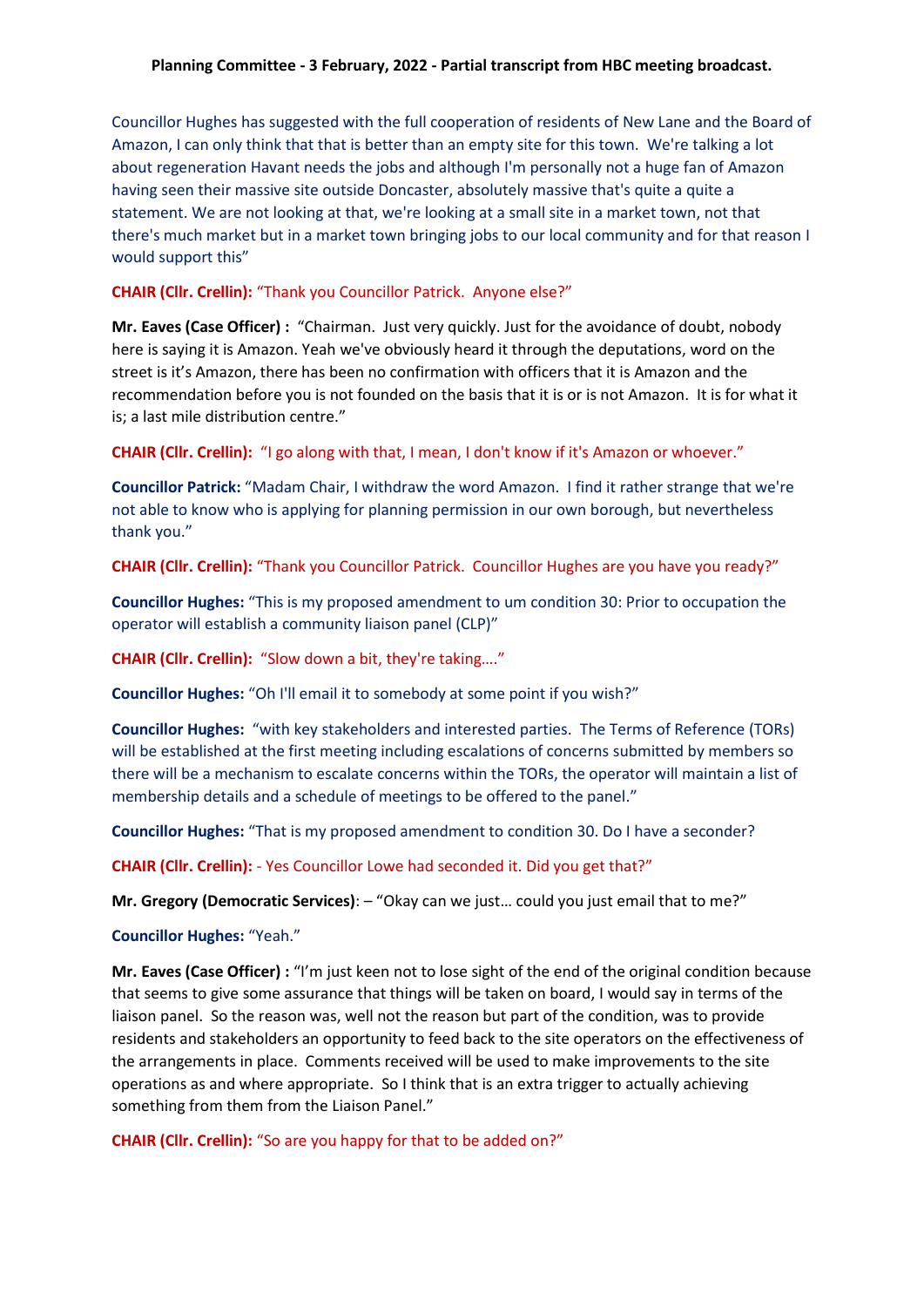**Planning Committee - 3 February, 2022 - Partial transcript from HBC meeting broadcast.**

Councillor Hughes has suggested with the full cooperation of residents of New Lane and the Board of Amazon, I can only think that that is better than an empty site for this town. We're talking a lot about regeneration Havant needs the jobs and although I'm personally not a huge fan of Amazon having seen their massive site outside Doncaster, absolutely massive that's quite a quite a statement. We are not looking at that, we're looking at a small site in a market town, not that there's much market but in a market town bringing jobs to our local community and for that reason I would support this"

**CHAIR (Cllr. Crellin):** "Thank you Councillor Patrick. Anyone else?"

**Mr. Eaves (Case Officer) :** "Chairman. Just very quickly. Just for the avoidance of doubt, nobody here is saying it is Amazon. Yeah we've obviously heard it through the deputations, word on the street is it's Amazon, there has been no confirmation with officers that it is Amazon and the recommendation before you is not founded on the basis that it is or is not Amazon. It is for what it is; a last mile distribution centre."

**CHAIR (Cllr. Crellin):** "I go along with that, I mean, I don't know if it's Amazon or whoever."

**Councillor Patrick:** "Madam Chair, I withdraw the word Amazon. I find it rather strange that we're not able to know who is applying for planning permission in our own borough, but nevertheless thank you."

**CHAIR (Cllr. Crellin):** "Thank you Councillor Patrick. Councillor Hughes are you have you ready?"

**Councillor Hughes:** "This is my proposed amendment to um condition 30: Prior to occupation the operator will establish a community liaison panel (CLP)"

**CHAIR (Cllr. Crellin):** "Slow down a bit, they're taking…."

**Councillor Hughes:** "Oh I'll email it to somebody at some point if you wish?"

**Councillor Hughes:** "with key stakeholders and interested parties. The Terms of Reference (TORs) will be established at the first meeting including escalations of concerns submitted by members so there will be a mechanism to escalate concerns within the TORs, the operator will maintain a list of membership details and a schedule of meetings to be offered to the panel."

**Councillor Hughes:** "That is my proposed amendment to condition 30. Do I have a seconder?

**CHAIR (Cllr. Crellin):** - Yes Councillor Lowe had seconded it. Did you get that?"

**Mr. Gregory (Democratic Services)**: – "Okay can we just… could you just email that to me?"

**Councillor Hughes:** "Yeah."

**Mr. Eaves (Case Officer) :** "I'm just keen not to lose sight of the end of the original condition because that seems to give some assurance that things will be taken on board, I would say in terms of the liaison panel. So the reason was, well not the reason but part of the condition, was to provide residents and stakeholders an opportunity to feed back to the site operators on the effectiveness of the arrangements in place. Comments received will be used to make improvements to the site operations as and where appropriate. So I think that is an extra trigger to actually achieving something from them from the Liaison Panel."

**CHAIR (Cllr. Crellin):** "So are you happy for that to be added on?"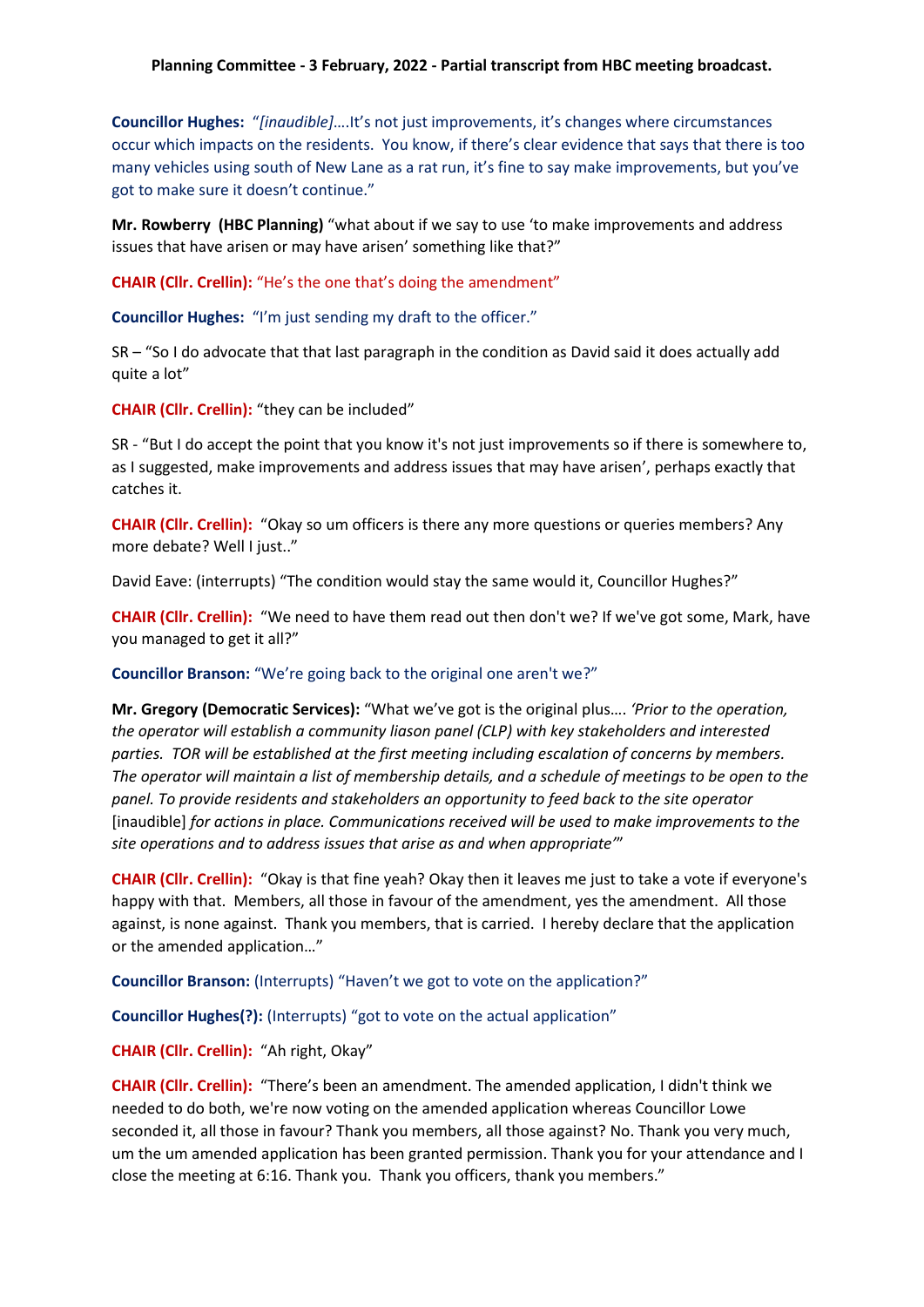**Planning Committee - 3 February, 2022 - Partial transcript from HBC meeting broadcast.**

**Councillor Hughes:** "*[inaudible]*….It's not just improvements, it's changes where circumstances occur which impacts on the residents. You know, if there's clear evidence that says that there is too many vehicles using south of New Lane as a rat run, it's fine to say make improvements, but you've got to make sure it doesn't continue."

**Mr. Rowberry (HBC Planning)** "what about if we say to use 'to make improvements and address issues that have arisen or may have arisen' something like that?"

**CHAIR (Cllr. Crellin):** "He's the one that's doing the amendment"

**Councillor Hughes:** "I'm just sending my draft to the officer."

SR – "So I do advocate that that last paragraph in the condition as David said it does actually add quite a lot"

**CHAIR (Cllr. Crellin):** "they can be included"

SR - "But I do accept the point that you know it's not just improvements so if there is somewhere to, as I suggested, make improvements and address issues that may have arisen', perhaps exactly that catches it.

**CHAIR (Cllr. Crellin):** "Okay so um officers is there any more questions or queries members? Any more debate? Well I just.."

David Eave: (interrupts) "The condition would stay the same would it, Councillor Hughes?"

**CHAIR (Cllr. Crellin):** "We need to have them read out then don't we? If we've got some, Mark, have you managed to get it all?"

**Councillor Branson:** "We're going back to the original one aren't we?"

**Mr. Gregory (Democratic Services):** "What we've got is the original plus…. *'Prior to the operation, the operator will establish a community liason panel (CLP) with key stakeholders and interested parties. TOR will be established at the first meeting including escalation of concerns by members. The operator will maintain a list of membership details, and a schedule of meetings to be open to the panel. To provide residents and stakeholders an opportunity to feed back to the site operator* [inaudible] *for actions in place. Communications received will be used to make improvements to the site operations and to address issues that arise as and when appropriate'*"

**CHAIR (Cllr. Crellin):** "Okay is that fine yeah? Okay then it leaves me just to take a vote if everyone's happy with that. Members, all those in favour of the amendment, yes the amendment. All those against, is none against. Thank you members, that is carried. I hereby declare that the application or the amended application…"

**Councillor Branson:** (Interrupts) "Haven't we got to vote on the application?"

**Councillor Hughes(?):** (Interrupts) "got to vote on the actual application"

**CHAIR (Cllr. Crellin):** "Ah right, Okay"

**CHAIR (Cllr. Crellin):** "There's been an amendment. The amended application, I didn't think we needed to do both, we're now voting on the amended application whereas Councillor Lowe seconded it, all those in favour? Thank you members, all those against? No. Thank you very much, um the um amended application has been granted permission. Thank you for your attendance and I close the meeting at 6:16. Thank you. Thank you officers, thank you members."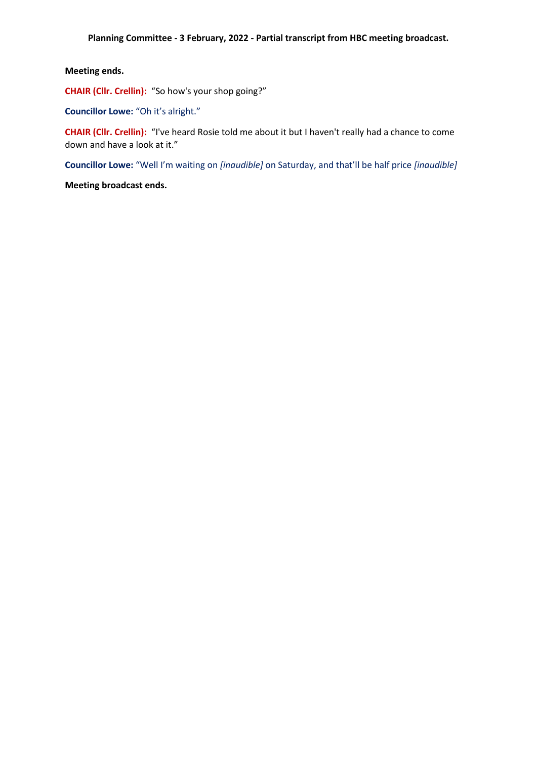**Planning Committee - 3 February, 2022 - Partial transcript from HBC meeting broadcast.**

**Meeting ends.**

**CHAIR (Cllr. Crellin):** "So how's your shop going?"

**Councillor Lowe:** "Oh it's alright."

**CHAIR (Cllr. Crellin):** "I've heard Rosie told me about it but I haven't really had a chance to come down and have a look at it."

**Councillor Lowe:** "Well I'm waiting on *[inaudible]* on Saturday, and that'll be half price *[inaudible]*

**Meeting broadcast ends.**